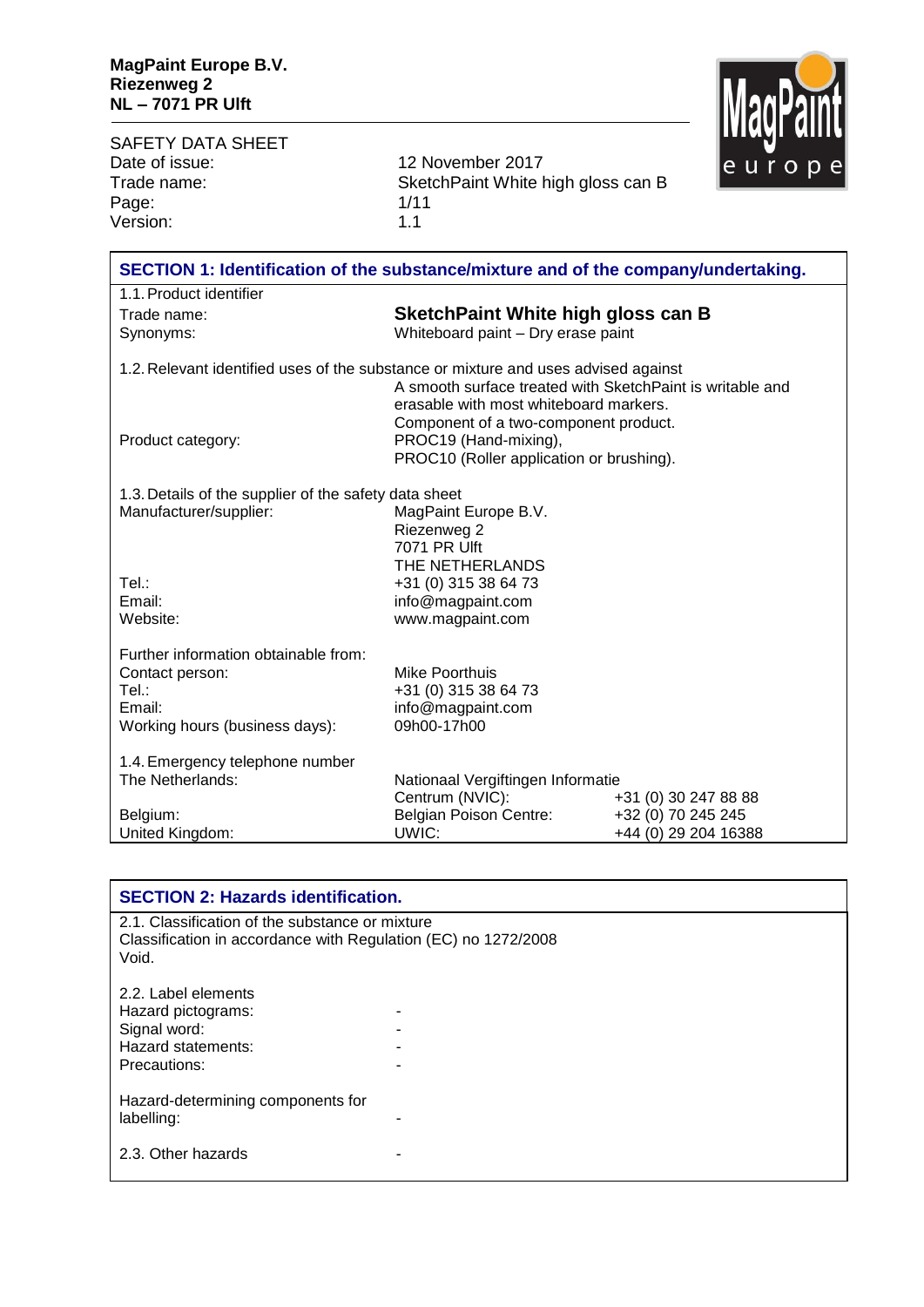**MagPaint Europe B.V.**
**Riezenweg 2**
**NL – 7071 PR Ulft**

SAFETY DATA SHEET

| | |
|---|---|
| Date of issue: | 12 November 2017 |
| Trade name: | SketchPaint White high gloss can B |
| Page: | 1/11 |
| Version: | 1.1 |

## SECTION 1: Identification of the substance/mixture and of the company/undertaking.

1.1. Product identifier

| | |
|---|---|
| Trade name: | **SketchPaint White high gloss can B** |
| Synonyms: | Whiteboard paint – Dry erase paint |

1.2. Relevant identified uses of the substance or mixture and uses advised against

| | |
|---|---|
| | A smooth surface treated with SketchPaint is writable and erasable with most whiteboard markers. Component of a two-component product. |
| Product category: | PROC19 (Hand-mixing), PROC10 (Roller application or brushing). |

1.3. Details of the supplier of the safety data sheet

| | |
|---|---|
| Manufacturer/supplier: | MagPaint Europe B.V.<br>Riezenweg 2<br>7071 PR Ulft<br>THE NETHERLANDS |
| Tel.: | +31 (0) 315 38 64 73 |
| Email: | info@magpaint.com |
| Website: | www.magpaint.com |

Further information obtainable from:

| | |
|---|---|
| Contact person: | Mike Poorthuis |
| Tel.: | +31 (0) 315 38 64 73 |
| Email: | info@magpaint.com |
| Working hours (business days): | 09h00-17h00 |

1.4. Emergency telephone number

| | | |
|---|---|---|
| The Netherlands: | Nationaal Vergiftingen Informatie Centrum (NVIC): | +31 (0) 30 247 88 88 |
| Belgium: | Belgian Poison Centre: | +32 (0) 70 245 245 |
| United Kingdom: | UWIC: | +44 (0) 29 204 16388 |

## SECTION 2: Hazards identification.

2.1. Classification of the substance or mixture
Classification in accordance with Regulation (EC) no 1272/2008
Void.

2.2. Label elements

| | |
|---|---|
| Hazard pictograms: | - |
| Signal word: | - |
| Hazard statements: | - |
| Precautions: | - |
| Hazard-determining components for labelling: | - |

2.3. Other hazards -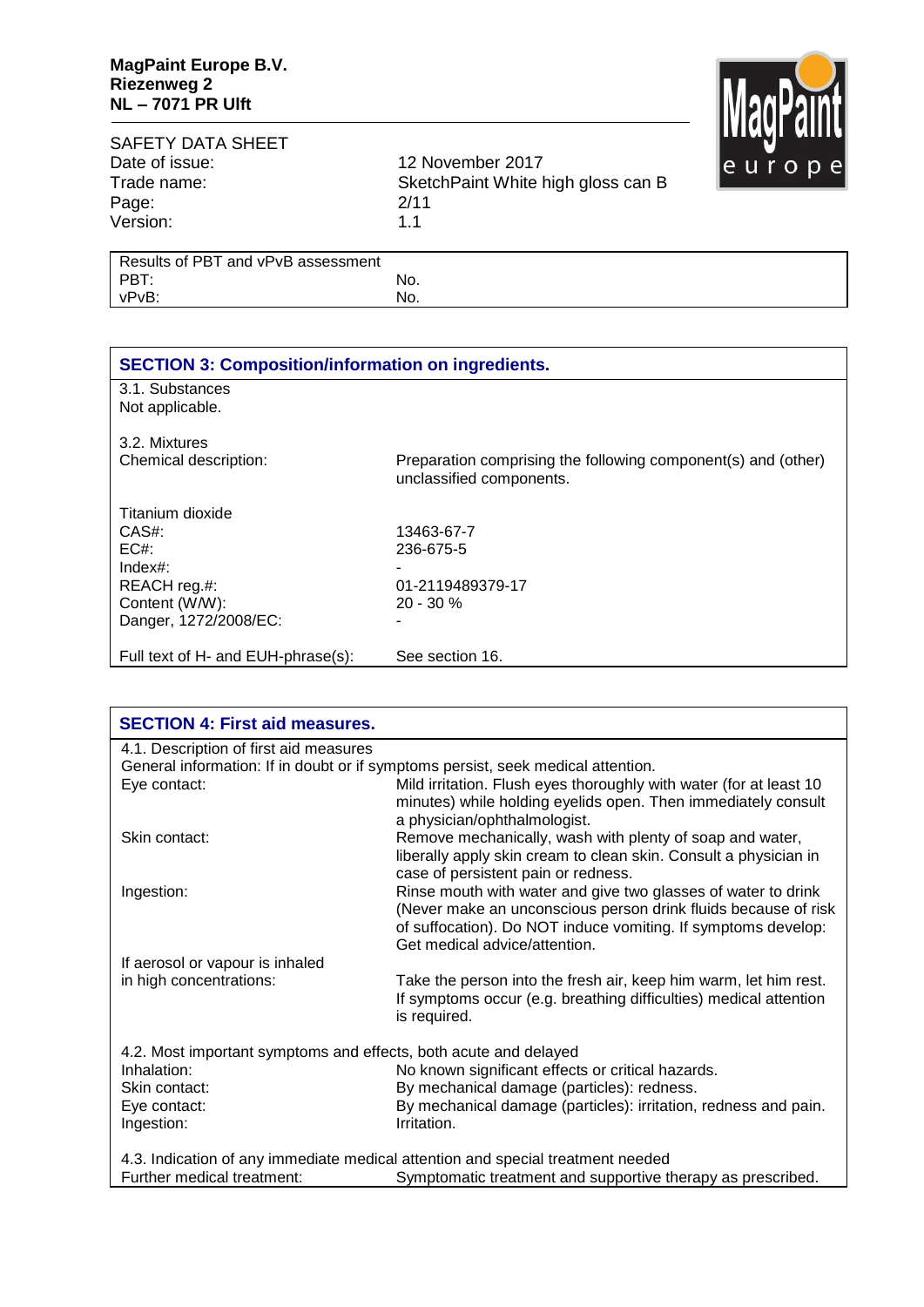| Results of PBT and vPvB assessment | |
|---|---|
| PBT: | No. |
| vPvB: | No. |

## SECTION 3: Composition/information on ingredients.

3.1. Substances
Not applicable.

3.2. Mixtures

| | |
|---|---|
| Chemical description: | Preparation comprising the following component(s) and (other) unclassified components. |

**Titanium dioxide**

| | |
|---|---|
| CAS#: | 13463-67-7 |
| EC#: | 236-675-5 |
| Index#: | - |
| REACH reg.#: | 01-2119489379-17 |
| Content (W/W): | 20 - 30 % |
| Danger, 1272/2008/EC: | - |

| | |
|---|---|
| Full text of H- and EUH-phrase(s): | See section 16. |

## SECTION 4: First aid measures.

4.1. Description of first aid measures

General information: If in doubt or if symptoms persist, seek medical attention.

| | |
|---|---|
| Eye contact: | Mild irritation. Flush eyes thoroughly with water (for at least 10 minutes) while holding eyelids open. Then immediately consult a physician/ophthalmologist. |
| Skin contact: | Remove mechanically, wash with plenty of soap and water, liberally apply skin cream to clean skin. Consult a physician in case of persistent pain or redness. |
| Ingestion: | Rinse mouth with water and give two glasses of water to drink (Never make an unconscious person drink fluids because of risk of suffocation). Do NOT induce vomiting. If symptoms develop: Get medical advice/attention. |
| If aerosol or vapour is inhaled in high concentrations: | Take the person into the fresh air, keep him warm, let him rest. If symptoms occur (e.g. breathing difficulties) medical attention is required. |

4.2. Most important symptoms and effects, both acute and delayed

| | |
|---|---|
| Inhalation: | No known significant effects or critical hazards. |
| Skin contact: | By mechanical damage (particles): redness. |
| Eye contact: | By mechanical damage (particles): irritation, redness and pain. |
| Ingestion: | Irritation. |

4.3. Indication of any immediate medical attention and special treatment needed

| | |
|---|---|
| Further medical treatment: | Symptomatic treatment and supportive therapy as prescribed. |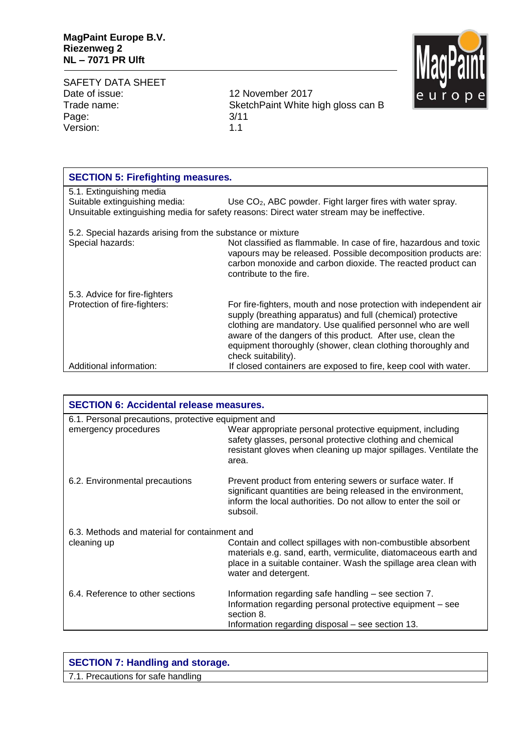## SECTION 5: Firefighting measures.

**5.1. Extinguishing media**

Suitable extinguishing media: Use $CO_2$, ABC powder. Fight larger fires with water spray.

Unsuitable extinguishing media for safety reasons: Direct water stream may be ineffective.

**5.2. Special hazards arising from the substance or mixture**

Special hazards: Not classified as flammable. In case of fire, hazardous and toxic vapours may be released. Possible decomposition products are: carbon monoxide and carbon dioxide. The reacted product can contribute to the fire.

**5.3. Advice for fire-fighters**

Protection of fire-fighters: For fire-fighters, mouth and nose protection with independent air supply (breathing apparatus) and full (chemical) protective clothing are mandatory. Use qualified personnel who are well aware of the dangers of this product. After use, clean the equipment thoroughly (shower, clean clothing thoroughly and check suitability).

Additional information: If closed containers are exposed to fire, keep cool with water.

## SECTION 6: Accidental release measures.

**6.1. Personal precautions, protective equipment and emergency procedures**

Wear appropriate personal protective equipment, including safety glasses, personal protective clothing and chemical resistant gloves when cleaning up major spillages. Ventilate the area.

**6.2. Environmental precautions**

Prevent product from entering sewers or surface water. If significant quantities are being released in the environment, inform the local authorities. Do not allow to enter the soil or subsoil.

**6.3. Methods and material for containment and cleaning up**

Contain and collect spillages with non-combustible absorbent materials e.g. sand, earth, vermiculite, diatomaceous earth and place in a suitable container. Wash the spillage area clean with water and detergent.

**6.4. Reference to other sections**

Information regarding safe handling – see section 7.
Information regarding personal protective equipment – see section 8.
Information regarding disposal – see section 13.

## SECTION 7: Handling and storage.

**7.1. Precautions for safe handling**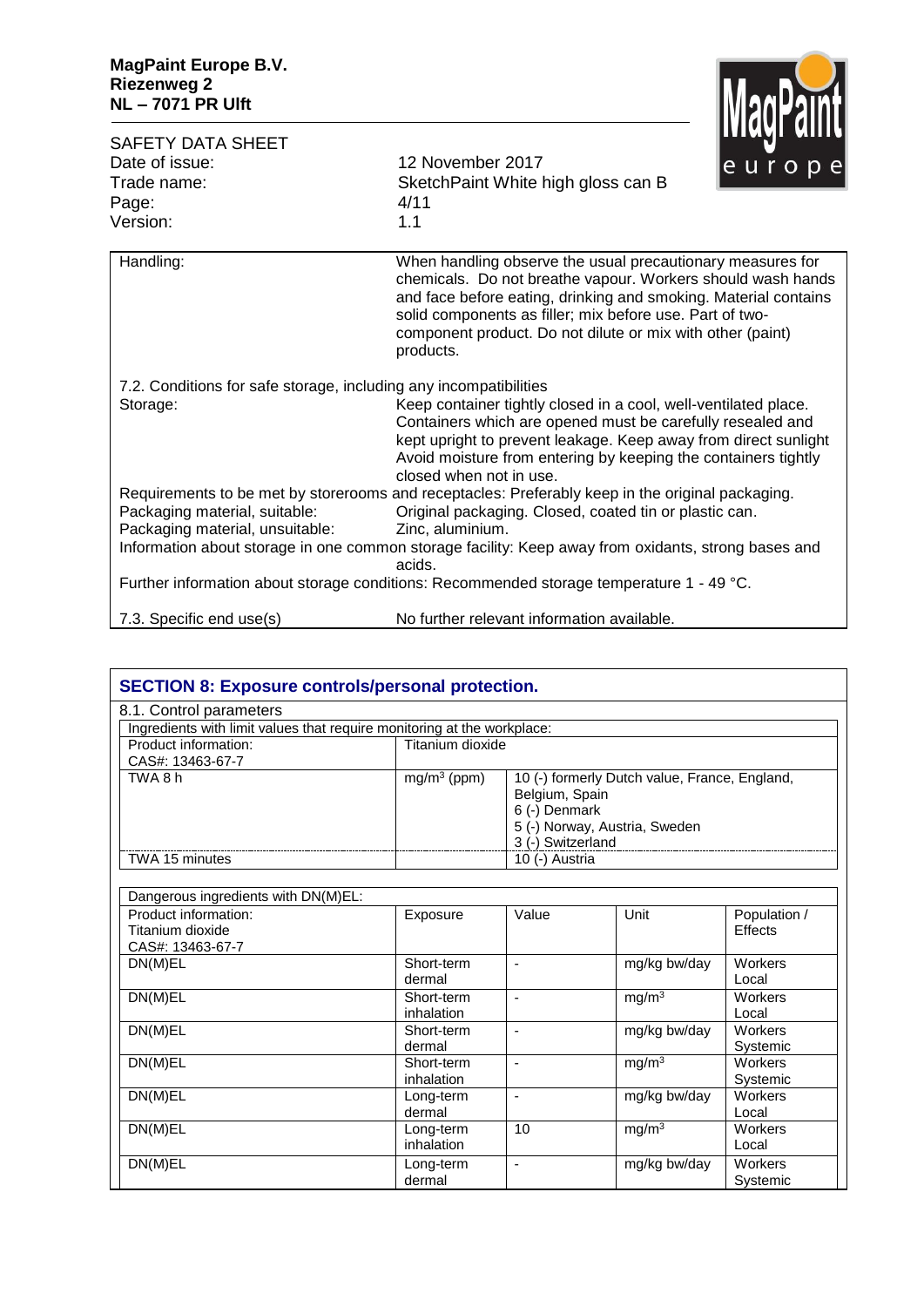| | |
|---|---|
| Handling: | When handling observe the usual precautionary measures for chemicals. Do not breathe vapour. Workers should wash hands and face before eating, drinking and smoking. Material contains solid components as filler; mix before use. Part of two-component product. Do not dilute or mix with other (paint) products. |

7.2. Conditions for safe storage, including any incompatibilities

| | |
|---|---|
| Storage: | Keep container tightly closed in a cool, well-ventilated place. Containers which are opened must be carefully resealed and kept upright to prevent leakage. Keep away from direct sunlight Avoid moisture from entering by keeping the containers tightly closed when not in use. |

Requirements to be met by storerooms and receptacles: Preferably keep in the original packaging.

| | |
|---|---|
| Packaging material, suitable: | Original packaging. Closed, coated tin or plastic can. |
| Packaging material, unsuitable: | Zinc, aluminium. |

Information about storage in one common storage facility: Keep away from oxidants, strong bases and acids.

Further information about storage conditions: Recommended storage temperature 1 - 49 °C.

| | |
|---|---|
| 7.3. Specific end use(s) | No further relevant information available. |

## SECTION 8: Exposure controls/personal protection.

8.1. Control parameters

Ingredients with limit values that require monitoring at the workplace:

| Product information: CAS#: 13463-67-7 | Titanium dioxide | |
|---|---|---|
| TWA 8 h | $mg/m^3$ (ppm) | 10 (-) formerly Dutch value, France, England, Belgium, Spain<br>6 (-) Denmark<br>5 (-) Norway, Austria, Sweden<br>3 (-) Switzerland |
| TWA 15 minutes | | 10 (-) Austria |

Dangerous ingredients with DN(M)EL:

| Product information: Titanium dioxide CAS#: 13463-67-7 | Exposure | Value | Unit | Population / Effects |
|---|---|---|---|---|
| DN(M)EL | Short-term dermal | - | mg/kg bw/day | Workers Local |
| DN(M)EL | Short-term inhalation | - | $mg/m^3$ | Workers Local |
| DN(M)EL | Short-term dermal | - | mg/kg bw/day | Workers Systemic |
| DN(M)EL | Short-term inhalation | - | $mg/m^3$ | Workers Systemic |
| DN(M)EL | Long-term dermal | - | mg/kg bw/day | Workers Local |
| DN(M)EL | Long-term inhalation | 10 | $mg/m^3$ | Workers Local |
| DN(M)EL | Long-term dermal | - | mg/kg bw/day | Workers Systemic |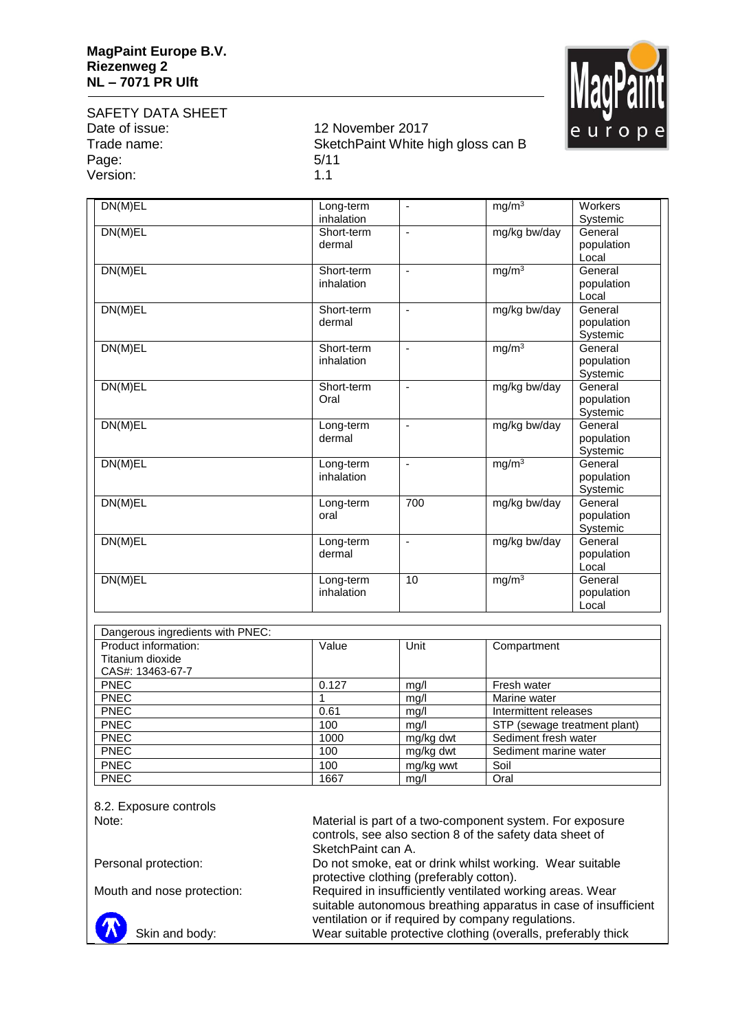| | | | | |
|---|---|---|---|---|
| DN(M)EL | Long-term inhalation | - | $mg/m^3$ | Workers Systemic |
| DN(M)EL | Short-term dermal | - | mg/kg bw/day | General population Local |
| DN(M)EL | Short-term inhalation | - | $mg/m^3$ | General population Local |
| DN(M)EL | Short-term dermal | - | mg/kg bw/day | General population Systemic |
| DN(M)EL | Short-term inhalation | - | $mg/m^3$ | General population Systemic |
| DN(M)EL | Short-term Oral | - | mg/kg bw/day | General population Systemic |
| DN(M)EL | Long-term dermal | - | mg/kg bw/day | General population Systemic |
| DN(M)EL | Long-term inhalation | - | $mg/m^3$ | General population Systemic |
| DN(M)EL | Long-term oral | 700 | mg/kg bw/day | General population Systemic |
| DN(M)EL | Long-term dermal | - | mg/kg bw/day | General population Local |
| DN(M)EL | Long-term inhalation | 10 | $mg/m^3$ | General population Local |

Dangerous ingredients with PNEC:

| Product information: Titanium dioxide CAS#: 13463-67-7 | Value | Unit | Compartment |
|---|---|---|---|
| PNEC | 0.127 | mg/l | Fresh water |
| PNEC | 1 | mg/l | Marine water |
| PNEC | 0.61 | mg/l | Intermittent releases |
| PNEC | 100 | mg/l | STP (sewage treatment plant) |
| PNEC | 1000 | mg/kg dwt | Sediment fresh water |
| PNEC | 100 | mg/kg dwt | Sediment marine water |
| PNEC | 100 | mg/kg wwt | Soil |
| PNEC | 1667 | mg/l | Oral |

8.2. Exposure controls

Note: Material is part of a two-component system. For exposure controls, see also section 8 of the safety data sheet of SketchPaint can A.

Personal protection: Do not smoke, eat or drink whilst working. Wear suitable protective clothing (preferably cotton).

Mouth and nose protection: Required in insufficiently ventilated working areas. Wear suitable autonomous breathing apparatus in case of insufficient ventilation or if required by company regulations.

Skin and body: Wear suitable protective clothing (overalls, preferably thick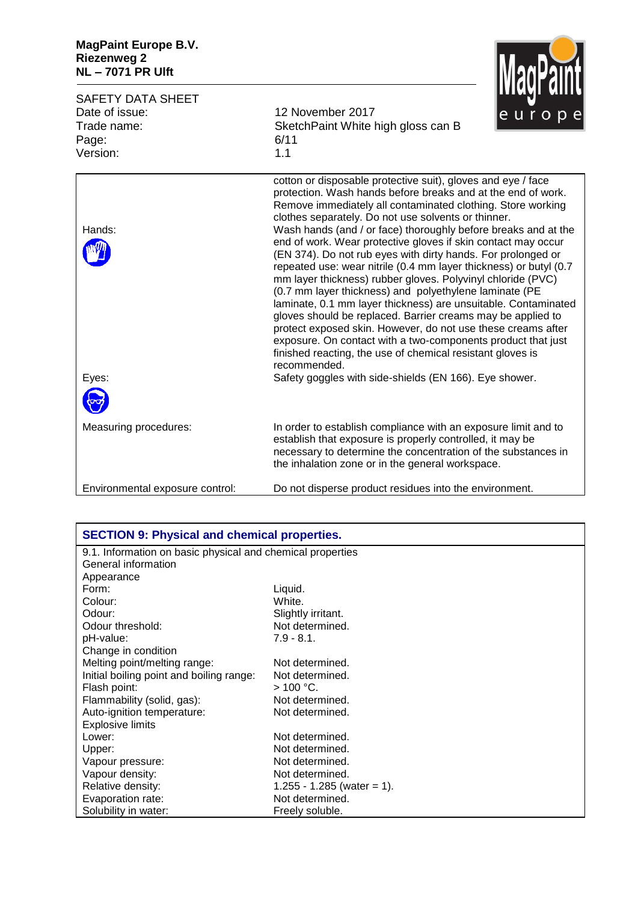| | |
|---|---|
| | cotton or disposable protective suit), gloves and eye / face protection. Wash hands before breaks and at the end of work. Remove immediately all contaminated clothing. Store working clothes separately. Do not use solvents or thinner. |
| Hands: | Wash hands (and / or face) thoroughly before breaks and at the end of work. Wear protective gloves if skin contact may occur (EN 374). Do not rub eyes with dirty hands. For prolonged or repeated use: wear nitrile (0.4 mm layer thickness) or butyl (0.7 mm layer thickness) rubber gloves. Polyvinyl chloride (PVC) (0.7 mm layer thickness) and polyethylene laminate (PE laminate, 0.1 mm layer thickness) are unsuitable. Contaminated gloves should be replaced. Barrier creams may be applied to protect exposed skin. However, do not use these creams after exposure. On contact with a two-components product that just finished reacting, the use of chemical resistant gloves is recommended. |
| Eyes: | Safety goggles with side-shields (EN 166). Eye shower. |
| Measuring procedures: | In order to establish compliance with an exposure limit and to establish that exposure is properly controlled, it may be necessary to determine the concentration of the substances in the inhalation zone or in the general workspace. |
| Environmental exposure control: | Do not disperse product residues into the environment. |

## SECTION 9: Physical and chemical properties.

9.1. Information on basic physical and chemical properties

General information

| | |
|---|---|
| Appearance | |
| Form: | Liquid. |
| Colour: | White. |
| Odour: | Slightly irritant. |
| Odour threshold: | Not determined. |
| pH-value: | 7.9 - 8.1. |
| Change in condition | |
| Melting point/melting range: | Not determined. |
| Initial boiling point and boiling range: | Not determined. |
| Flash point: | > 100 °C. |
| Flammability (solid, gas): | Not determined. |
| Auto-ignition temperature: | Not determined. |
| Explosive limits | |
| Lower: | Not determined. |
| Upper: | Not determined. |
| Vapour pressure: | Not determined. |
| Vapour density: | Not determined. |
| Relative density: | 1.255 - 1.285 (water = 1). |
| Evaporation rate: | Not determined. |
| Solubility in water: | Freely soluble. |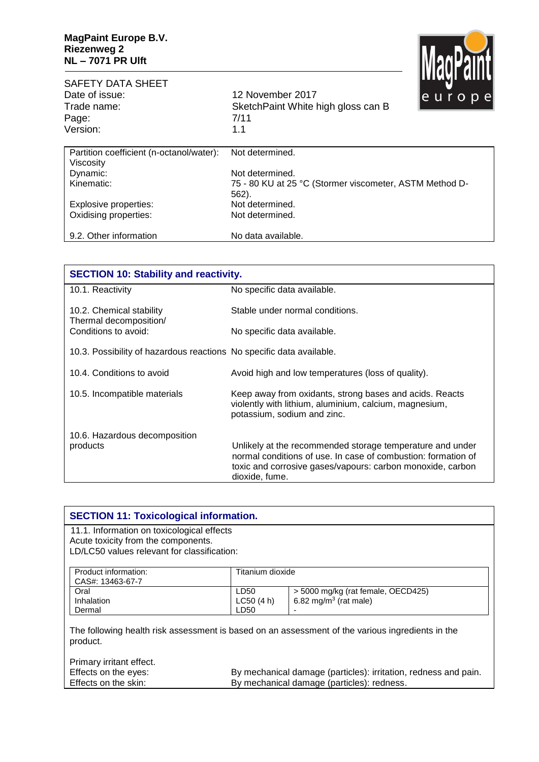| | |
|---|---|
| Partition coefficient (n-octanol/water): | Not determined. |
| Viscosity | |
| Dynamic: | Not determined. |
| Kinematic: | 75 - 80 KU at 25 °C (Stormer viscometer, ASTM Method D-562). |
| Explosive properties: | Not determined. |
| Oxidising properties: | Not determined. |
| 9.2. Other information | No data available. |

## SECTION 10: Stability and reactivity.

| | |
|---|---|
| 10.1. Reactivity | No specific data available. |
| 10.2. Chemical stability | Stable under normal conditions. |
| Thermal decomposition/ Conditions to avoid: | No specific data available. |
| 10.3. Possibility of hazardous reactions | No specific data available. |
| 10.4. Conditions to avoid | Avoid high and low temperatures (loss of quality). |
| 10.5. Incompatible materials | Keep away from oxidants, strong bases and acids. Reacts violently with lithium, aluminium, calcium, magnesium, potassium, sodium and zinc. |
| 10.6. Hazardous decomposition products | Unlikely at the recommended storage temperature and under normal conditions of use. In case of combustion: formation of toxic and corrosive gases/vapours: carbon monoxide, carbon dioxide, fume. |

## SECTION 11: Toxicological information.

11.1. Information on toxicological effects
Acute toxicity from the components.
LD/LC50 values relevant for classification:

| Product information: CAS#: 13463-67-7 | Titanium dioxide | |
|---|---|---|
| Oral | LD50 | > 5000 mg/kg (rat female, OECD425) |
| Inhalation | LC50 (4 h) | 6.82 $mg/m^3$ (rat male) |
| Dermal | LD50 | - |

The following health risk assessment is based on an assessment of the various ingredients in the product.

Primary irritant effect.

| | |
|---|---|
| Effects on the eyes: | By mechanical damage (particles): irritation, redness and pain. |
| Effects on the skin: | By mechanical damage (particles): redness. |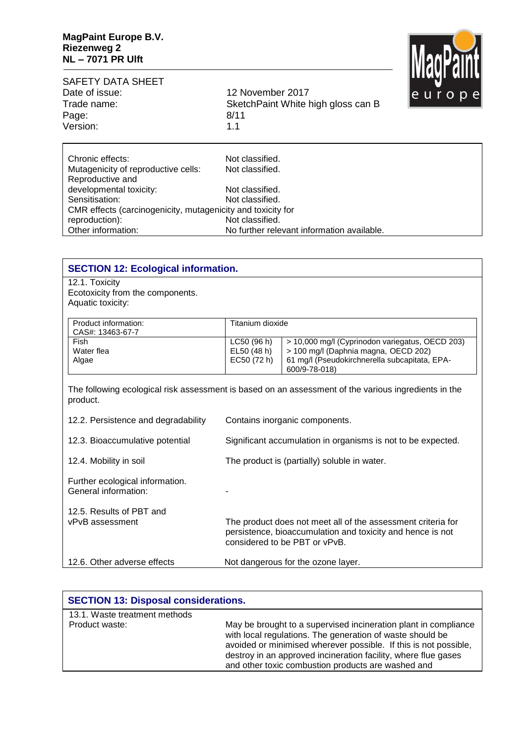| | |
|---|---|
| Chronic effects: | Not classified. |
| Mutagenicity of reproductive cells: | Not classified. |
| Reproductive and developmental toxicity: | Not classified. |
| Sensitisation: | Not classified. |
| CMR effects (carcinogenicity, mutagenicity and toxicity for reproduction): | Not classified. |
| Other information: | No further relevant information available. |

## SECTION 12: Ecological information.

12.1. Toxicity
Ecotoxicity from the components.
Aquatic toxicity:

| Product information: CAS#: 13463-67-7 | Titanium dioxide | |
|---|---|---|
| Fish | LC50 (96 h) | > 10,000 mg/l (Cyprinodon variegatus, OECD 203) |
| Water flea | EL50 (48 h) | > 100 mg/l (Daphnia magna, OECD 202) |
| Algae | EC50 (72 h) | 61 mg/l (Pseudokirchnerella subcapitata, EPA-600/9-78-018) |

The following ecological risk assessment is based on an assessment of the various ingredients in the product.

| | |
|---|---|
| 12.2. Persistence and degradability | Contains inorganic components. |
| 12.3. Bioaccumulative potential | Significant accumulation in organisms is not to be expected. |
| 12.4. Mobility in soil | The product is (partially) soluble in water. |
| Further ecological information. General information: | - |
| 12.5. Results of PBT and vPvB assessment | The product does not meet all of the assessment criteria for persistence, bioaccumulation and toxicity and hence is not considered to be PBT or vPvB. |
| 12.6. Other adverse effects | Not dangerous for the ozone layer. |

## SECTION 13: Disposal considerations.

13.1. Waste treatment methods

| | |
|---|---|
| Product waste: | May be brought to a supervised incineration plant in compliance with local regulations. The generation of waste should be avoided or minimised wherever possible. If this is not possible, destroy in an approved incineration facility, where flue gases and other toxic combustion products are washed and |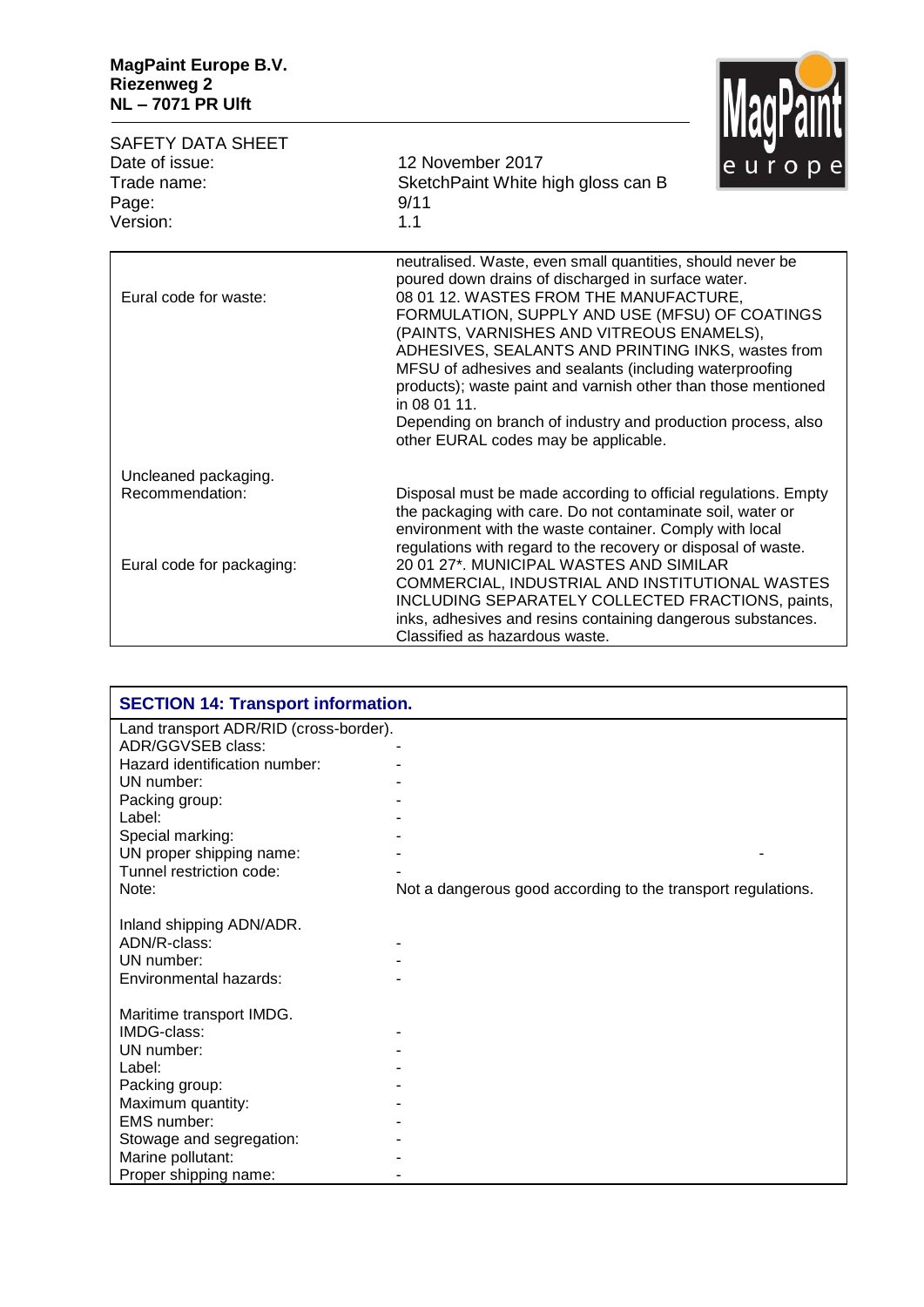| | |
|---|---|
| | neutralised. Waste, even small quantities, should never be poured down drains of discharged in surface water. |
| Eural code for waste: | 08 01 12. WASTES FROM THE MANUFACTURE, FORMULATION, SUPPLY AND USE (MFSU) OF COATINGS (PAINTS, VARNISHES AND VITREOUS ENAMELS), ADHESIVES, SEALANTS AND PRINTING INKS, wastes from MFSU of adhesives and sealants (including waterproofing products); waste paint and varnish other than those mentioned in 08 01 11.<br>Depending on branch of industry and production process, also other EURAL codes may be applicable. |
| Uncleaned packaging. | |
| Recommendation: | Disposal must be made according to official regulations. Empty the packaging with care. Do not contaminate soil, water or environment with the waste container. Comply with local regulations with regard to the recovery or disposal of waste. |
| Eural code for packaging: | 20 01 27*. MUNICIPAL WASTES AND SIMILAR COMMERCIAL, INDUSTRIAL AND INSTITUTIONAL WASTES INCLUDING SEPARATELY COLLECTED FRACTIONS, paints, inks, adhesives and resins containing dangerous substances. Classified as hazardous waste. |

## SECTION 14: Transport information.

| | |
|---|---|
| **Land transport ADR/RID (cross-border).** | |
| ADR/GGVSEB class: | - |
| Hazard identification number: | - |
| UN number: | - |
| Packing group: | - |
| Label: | - |
| Special marking: | - |
| UN proper shipping name: | - -|
| Tunnel restriction code: | - |
| Note: | Not a dangerous good according to the transport regulations. |
| **Inland shipping ADN/ADR.** | |
| ADN/R-class: | - |
| UN number: | - |
| Environmental hazards: | - |
| **Maritime transport IMDG.** | |
| IMDG-class: | - |
| UN number: | - |
| Label: | - |
| Packing group: | - |
| Maximum quantity: | - |
| EMS number: | - |
| Stowage and segregation: | - |
| Marine pollutant: | - |
| Proper shipping name: | - |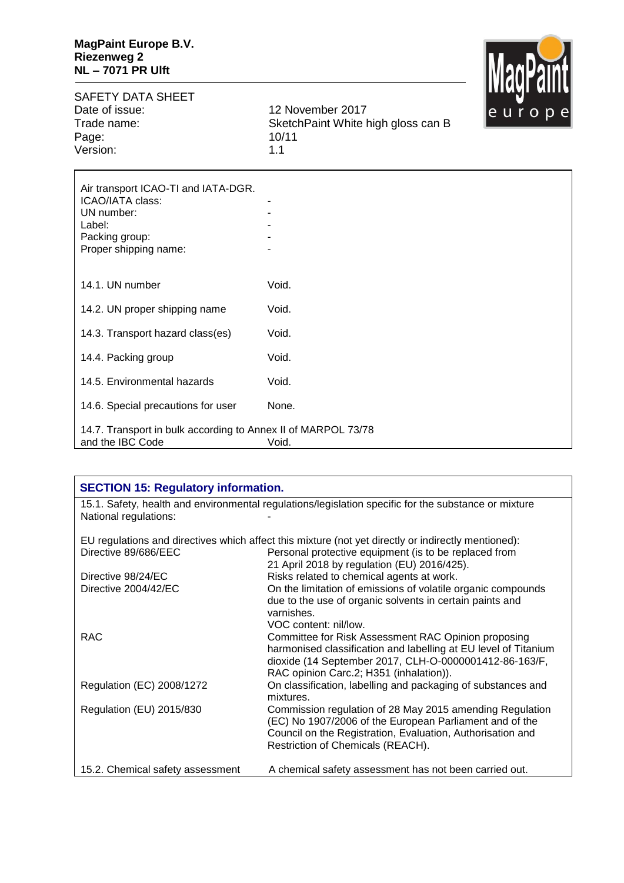| Air transport ICAO-TI and IATA-DGR. | |
|---|---|
| ICAO/IATA class: | - |
| UN number: | - |
| Label: | - |
| Packing group: | - |
| Proper shipping name: | - |

| | |
|---|---|
| 14.1. UN number | Void. |
| 14.2. UN proper shipping name | Void. |
| 14.3. Transport hazard class(es) | Void. |
| 14.4. Packing group | Void. |
| 14.5. Environmental hazards | Void. |
| 14.6. Special precautions for user | None. |
| 14.7. Transport in bulk according to Annex II of MARPOL 73/78 and the IBC Code | Void. |

## SECTION 15: Regulatory information.

15.1. Safety, health and environmental regulations/legislation specific for the substance or mixture

National regulations: -

EU regulations and directives which affect this mixture (not yet directly or indirectly mentioned):

| | |
|---|---|
| Directive 89/686/EEC | Personal protective equipment (is to be replaced from 21 April 2018 by regulation (EU) 2016/425). |
| Directive 98/24/EC | Risks related to chemical agents at work. |
| Directive 2004/42/EC | On the limitation of emissions of volatile organic compounds due to the use of organic solvents in certain paints and varnishes. VOC content: nil/low. |
| RAC | Committee for Risk Assessment RAC Opinion proposing harmonised classification and labelling at EU level of Titanium dioxide (14 September 2017, CLH-O-0000001412-86-163/F, RAC opinion Carc.2; H351 (inhalation)). |
| Regulation (EC) 2008/1272 | On classification, labelling and packaging of substances and mixtures. |
| Regulation (EU) 2015/830 | Commission regulation of 28 May 2015 amending Regulation (EC) No 1907/2006 of the European Parliament and of the Council on the Registration, Evaluation, Authorisation and Restriction of Chemicals (REACH). |

15.2. Chemical safety assessment — A chemical safety assessment has not been carried out.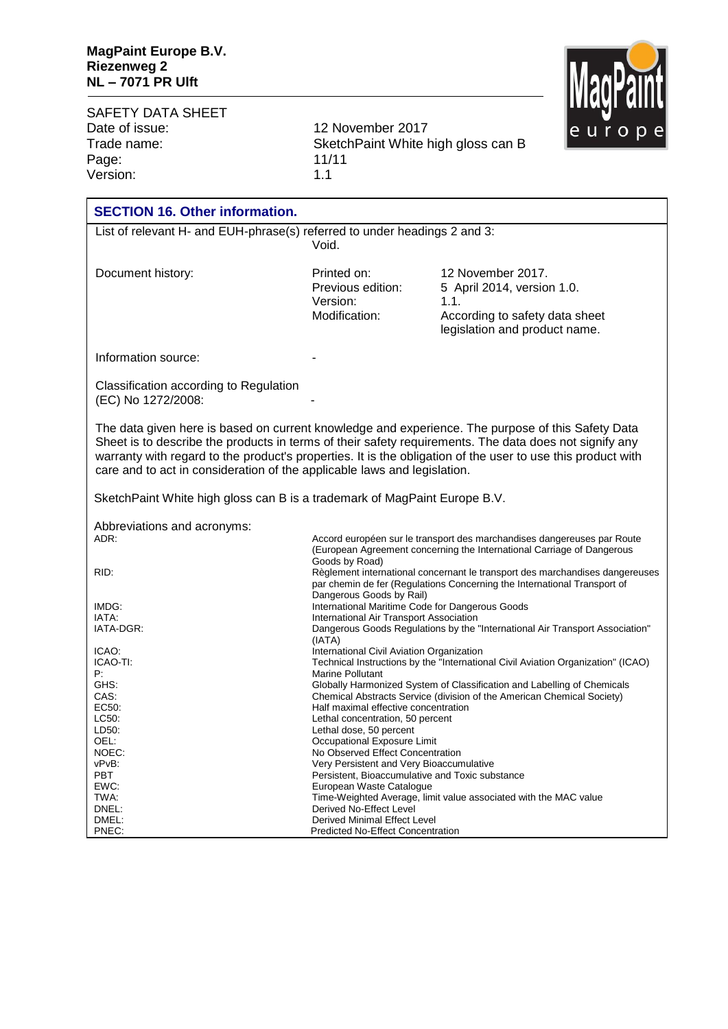**MagPaint Europe B.V.**
**Riezenweg 2**
**NL – 7071 PR Ulft**

SAFETY DATA SHEET

| | |
|---|---|
| Date of issue: | 12 November 2017 |
| Trade name: | SketchPaint White high gloss can B |
| Page: | 11/11 |
| Version: | 1.1 |

## SECTION 16. Other information.

List of relevant H- and EUH-phrase(s) referred to under headings 2 and 3:
Void.

| | | |
|---|---|---|
| Document history: | Printed on: | 12 November 2017. |
| | Previous edition: | 5 April 2014, version 1.0. |
| | Version: | 1.1. |
| | Modification: | According to safety data sheet legislation and product name. |

Information source: -

Classification according to Regulation (EC) No 1272/2008: -

The data given here is based on current knowledge and experience. The purpose of this Safety Data Sheet is to describe the products in terms of their safety requirements. The data does not signify any warranty with regard to the product's properties. It is the obligation of the user to use this product with care and to act in consideration of the applicable laws and legislation.

SketchPaint White high gloss can B is a trademark of MagPaint Europe B.V.

Abbreviations and acronyms:

| | |
|---|---|
| ADR: | Accord européen sur le transport des marchandises dangereuses par Route (European Agreement concerning the International Carriage of Dangerous Goods by Road) |
| RID: | Règlement international concernant le transport des marchandises dangereuses par chemin de fer (Regulations Concerning the International Transport of Dangerous Goods by Rail) |
| IMDG: | International Maritime Code for Dangerous Goods |
| IATA: | International Air Transport Association |
| IATA-DGR: | Dangerous Goods Regulations by the "International Air Transport Association" (IATA) |
| ICAO: | International Civil Aviation Organization |
| ICAO-TI: | Technical Instructions by the "International Civil Aviation Organization" (ICAO) |
| P: | Marine Pollutant |
| GHS: | Globally Harmonized System of Classification and Labelling of Chemicals |
| CAS: | Chemical Abstracts Service (division of the American Chemical Society) |
| EC50: | Half maximal effective concentration |
| LC50: | Lethal concentration, 50 percent |
| LD50: | Lethal dose, 50 percent |
| OEL: | Occupational Exposure Limit |
| NOEC: | No Observed Effect Concentration |
| vPvB: | Very Persistent and Very Bioaccumulative |
| PBT | Persistent, Bioaccumulative and Toxic substance |
| EWC: | European Waste Catalogue |
| TWA: | Time-Weighted Average, limit value associated with the MAC value |
| DNEL: | Derived No-Effect Level |
| DMEL: | Derived Minimal Effect Level |
| PNEC: | Predicted No-Effect Concentration |